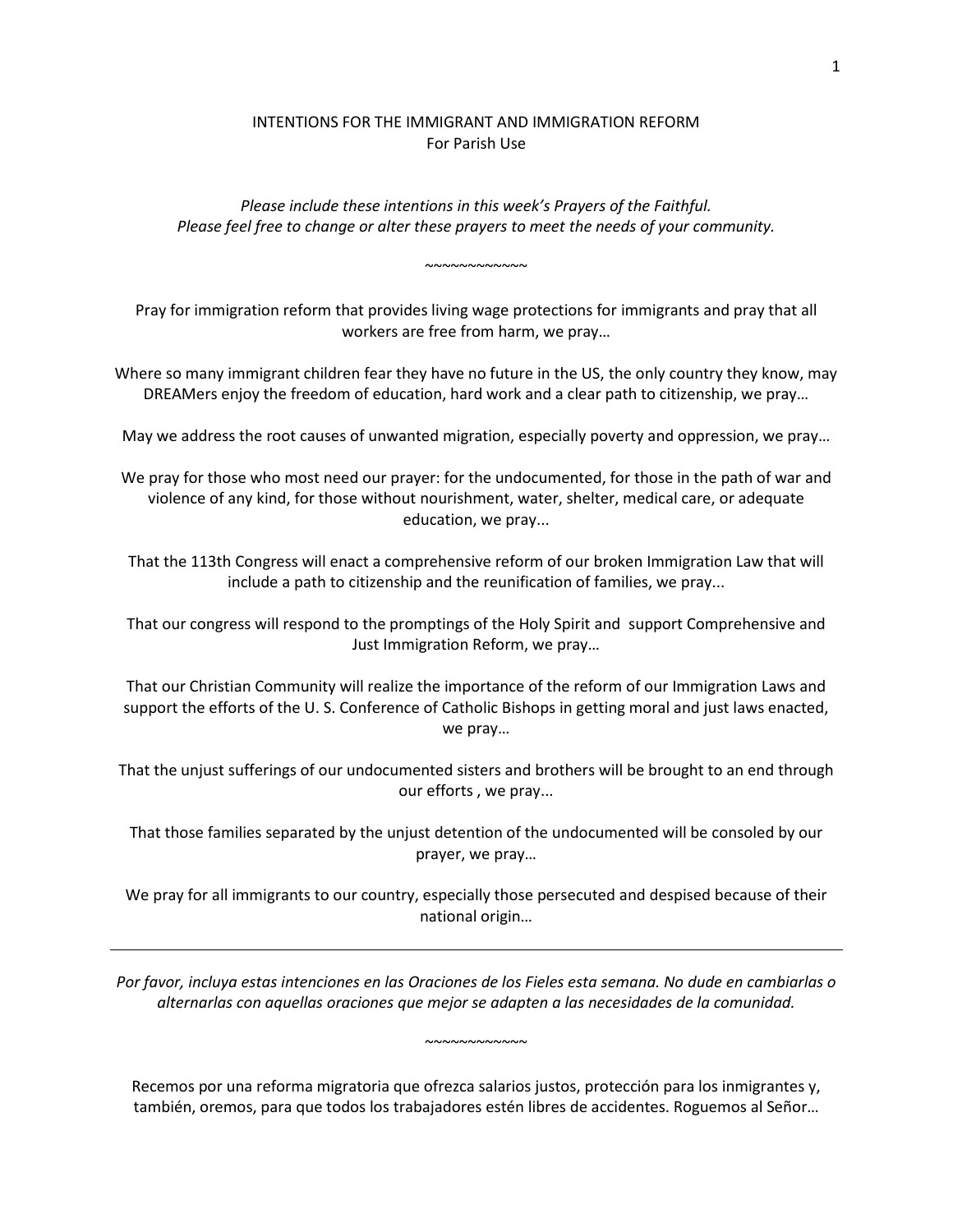# INTENTIONS FOR THE IMMIGRANT AND IMMIGRATION REFORM
For Parish Use

*Please include these intentions in this week's Prayers of the Faithful.*
*Please feel free to change or alter these prayers to meet the needs of your community.*

~~~~~~~~~~~~

Pray for immigration reform that provides living wage protections for immigrants and pray that all workers are free from harm, we pray…

Where so many immigrant children fear they have no future in the US, the only country they know, may DREAMers enjoy the freedom of education, hard work and a clear path to citizenship, we pray…

May we address the root causes of unwanted migration, especially poverty and oppression, we pray…

We pray for those who most need our prayer: for the undocumented, for those in the path of war and violence of any kind, for those without nourishment, water, shelter, medical care, or adequate education, we pray...

That the 113th Congress will enact a comprehensive reform of our broken Immigration Law that will include a path to citizenship and the reunification of families, we pray...

That our congress will respond to the promptings of the Holy Spirit and support Comprehensive and Just Immigration Reform, we pray…

That our Christian Community will realize the importance of the reform of our Immigration Laws and support the efforts of the U. S. Conference of Catholic Bishops in getting moral and just laws enacted, we pray…

That the unjust sufferings of our undocumented sisters and brothers will be brought to an end through our efforts , we pray...

That those families separated by the unjust detention of the undocumented will be consoled by our prayer, we pray…

We pray for all immigrants to our country, especially those persecuted and despised because of their national origin…

---

*Por favor, incluya estas intenciones en las Oraciones de los Fieles esta semana. No dude en cambiarlas o alternarlas con aquellas oraciones que mejor se adapten a las necesidades de la comunidad.*

~~~~~~~~~~~~

Recemos por una reforma migratoria que ofrezca salarios justos, protección para los inmigrantes y, también, oremos, para que todos los trabajadores estén libres de accidentes. Roguemos al Señor…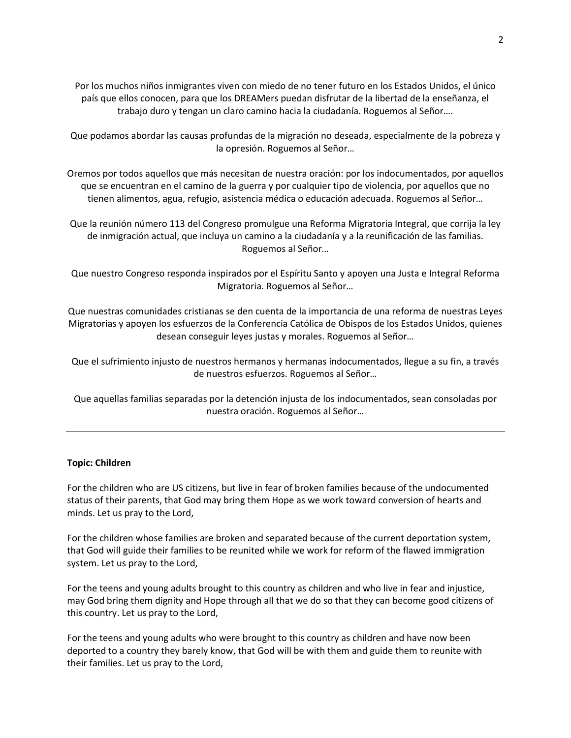Por los muchos niños inmigrantes viven con miedo de no tener futuro en los Estados Unidos, el único país que ellos conocen, para que los DREAMers puedan disfrutar de la libertad de la enseñanza, el trabajo duro y tengan un claro camino hacia la ciudadanía. Roguemos al Señor….

Que podamos abordar las causas profundas de la migración no deseada, especialmente de la pobreza y la opresión. Roguemos al Señor…

Oremos por todos aquellos que más necesitan de nuestra oración: por los indocumentados, por aquellos que se encuentran en el camino de la guerra y por cualquier tipo de violencia, por aquellos que no tienen alimentos, agua, refugio, asistencia médica o educación adecuada. Roguemos al Señor…

Que la reunión número 113 del Congreso promulgue una Reforma Migratoria Integral, que corrija la ley de inmigración actual, que incluya un camino a la ciudadanía y a la reunificación de las familias. Roguemos al Señor…

Que nuestro Congreso responda inspirados por el Espíritu Santo y apoyen una Justa e Integral Reforma Migratoria. Roguemos al Señor…

Que nuestras comunidades cristianas se den cuenta de la importancia de una reforma de nuestras Leyes Migratorias y apoyen los esfuerzos de la Conferencia Católica de Obispos de los Estados Unidos, quienes desean conseguir leyes justas y morales. Roguemos al Señor…

Que el sufrimiento injusto de nuestros hermanos y hermanas indocumentados, llegue a su fin, a través de nuestros esfuerzos. Roguemos al Señor…

Que aquellas familias separadas por la detención injusta de los indocumentados, sean consoladas por nuestra oración. Roguemos al Señor…

---

**Topic: Children**

For the children who are US citizens, but live in fear of broken families because of the undocumented status of their parents, that God may bring them Hope as we work toward conversion of hearts and minds. Let us pray to the Lord,

For the children whose families are broken and separated because of the current deportation system, that God will guide their families to be reunited while we work for reform of the flawed immigration system. Let us pray to the Lord,

For the teens and young adults brought to this country as children and who live in fear and injustice, may God bring them dignity and Hope through all that we do so that they can become good citizens of this country. Let us pray to the Lord,

For the teens and young adults who were brought to this country as children and have now been deported to a country they barely know, that God will be with them and guide them to reunite with their families. Let us pray to the Lord,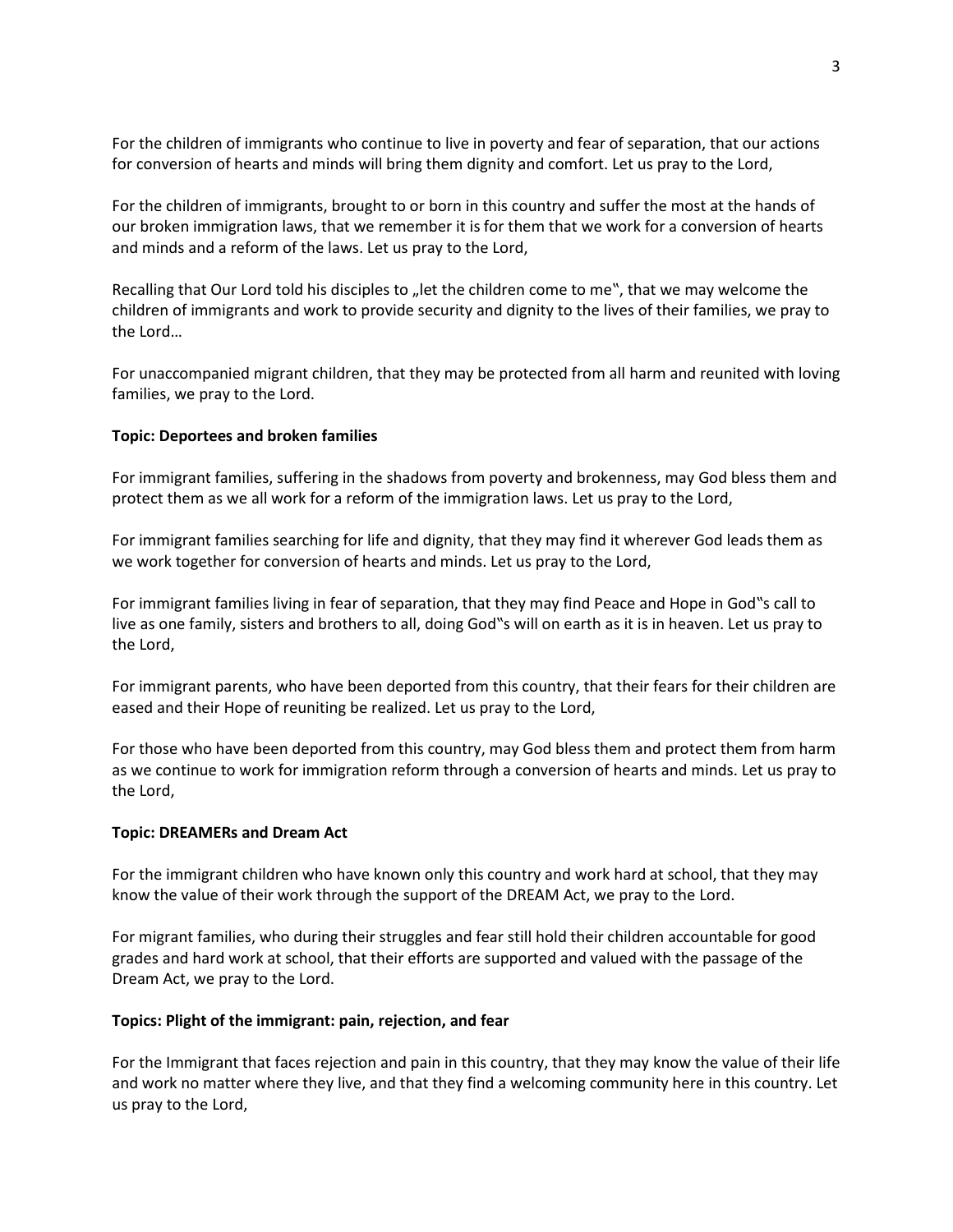For the children of immigrants who continue to live in poverty and fear of separation, that our actions for conversion of hearts and minds will bring them dignity and comfort. Let us pray to the Lord,

For the children of immigrants, brought to or born in this country and suffer the most at the hands of our broken immigration laws, that we remember it is for them that we work for a conversion of hearts and minds and a reform of the laws. Let us pray to the Lord,

Recalling that Our Lord told his disciples to „let the children come to me", that we may welcome the children of immigrants and work to provide security and dignity to the lives of their families, we pray to the Lord…

For unaccompanied migrant children, that they may be protected from all harm and reunited with loving families, we pray to the Lord.

**Topic: Deportees and broken families**

For immigrant families, suffering in the shadows from poverty and brokenness, may God bless them and protect them as we all work for a reform of the immigration laws. Let us pray to the Lord,

For immigrant families searching for life and dignity, that they may find it wherever God leads them as we work together for conversion of hearts and minds. Let us pray to the Lord,

For immigrant families living in fear of separation, that they may find Peace and Hope in God"s call to live as one family, sisters and brothers to all, doing God"s will on earth as it is in heaven. Let us pray to the Lord,

For immigrant parents, who have been deported from this country, that their fears for their children are eased and their Hope of reuniting be realized. Let us pray to the Lord,

For those who have been deported from this country, may God bless them and protect them from harm as we continue to work for immigration reform through a conversion of hearts and minds. Let us pray to the Lord,

**Topic: DREAMERs and Dream Act**

For the immigrant children who have known only this country and work hard at school, that they may know the value of their work through the support of the DREAM Act, we pray to the Lord.

For migrant families, who during their struggles and fear still hold their children accountable for good grades and hard work at school, that their efforts are supported and valued with the passage of the Dream Act, we pray to the Lord.

**Topics: Plight of the immigrant: pain, rejection, and fear**

For the Immigrant that faces rejection and pain in this country, that they may know the value of their life and work no matter where they live, and that they find a welcoming community here in this country. Let us pray to the Lord,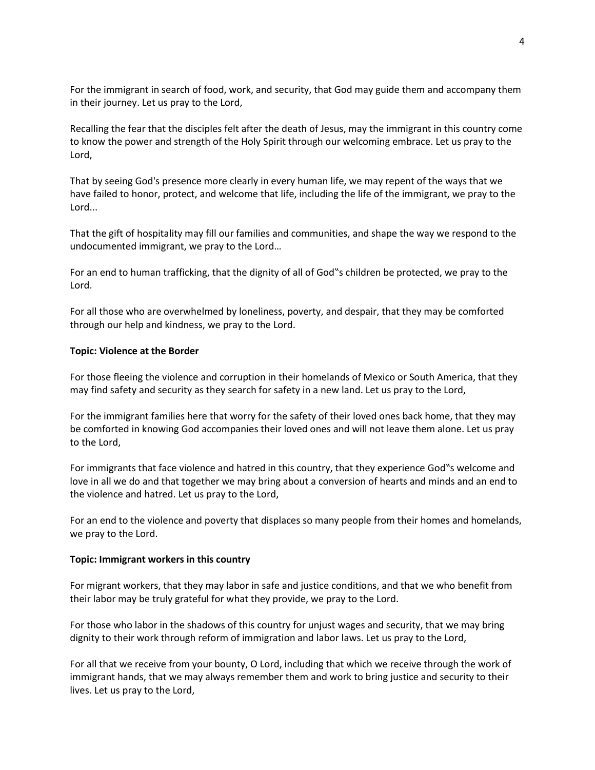For the immigrant in search of food, work, and security, that God may guide them and accompany them in their journey. Let us pray to the Lord,

Recalling the fear that the disciples felt after the death of Jesus, may the immigrant in this country come to know the power and strength of the Holy Spirit through our welcoming embrace. Let us pray to the Lord,

That by seeing God's presence more clearly in every human life, we may repent of the ways that we have failed to honor, protect, and welcome that life, including the life of the immigrant, we pray to the Lord...

That the gift of hospitality may fill our families and communities, and shape the way we respond to the undocumented immigrant, we pray to the Lord…

For an end to human trafficking, that the dignity of all of God‟s children be protected, we pray to the Lord.

For all those who are overwhelmed by loneliness, poverty, and despair, that they may be comforted through our help and kindness, we pray to the Lord.

**Topic: Violence at the Border**

For those fleeing the violence and corruption in their homelands of Mexico or South America, that they may find safety and security as they search for safety in a new land. Let us pray to the Lord,

For the immigrant families here that worry for the safety of their loved ones back home, that they may be comforted in knowing God accompanies their loved ones and will not leave them alone. Let us pray to the Lord,

For immigrants that face violence and hatred in this country, that they experience God‟s welcome and love in all we do and that together we may bring about a conversion of hearts and minds and an end to the violence and hatred. Let us pray to the Lord,

For an end to the violence and poverty that displaces so many people from their homes and homelands, we pray to the Lord.

**Topic: Immigrant workers in this country**

For migrant workers, that they may labor in safe and justice conditions, and that we who benefit from their labor may be truly grateful for what they provide, we pray to the Lord.

For those who labor in the shadows of this country for unjust wages and security, that we may bring dignity to their work through reform of immigration and labor laws. Let us pray to the Lord,

For all that we receive from your bounty, O Lord, including that which we receive through the work of immigrant hands, that we may always remember them and work to bring justice and security to their lives. Let us pray to the Lord,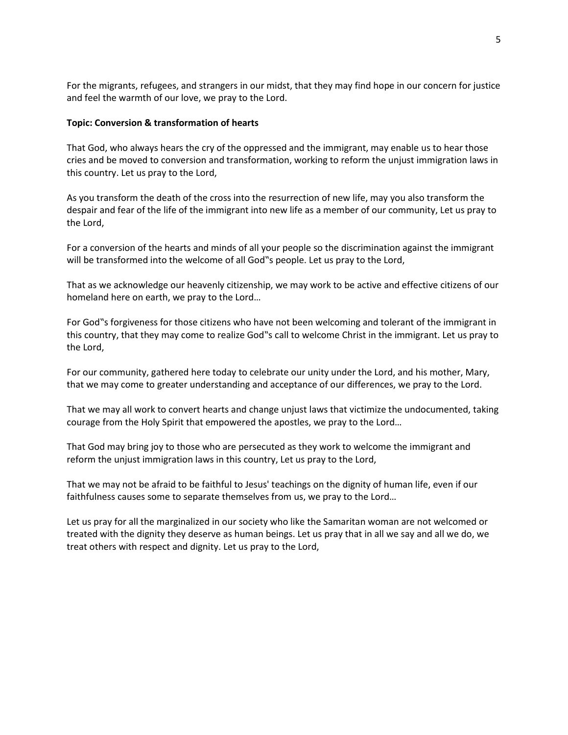For the migrants, refugees, and strangers in our midst, that they may find hope in our concern for justice and feel the warmth of our love, we pray to the Lord.

**Topic: Conversion & transformation of hearts**

That God, who always hears the cry of the oppressed and the immigrant, may enable us to hear those cries and be moved to conversion and transformation, working to reform the unjust immigration laws in this country. Let us pray to the Lord,

As you transform the death of the cross into the resurrection of new life, may you also transform the despair and fear of the life of the immigrant into new life as a member of our community, Let us pray to the Lord,

For a conversion of the hearts and minds of all your people so the discrimination against the immigrant will be transformed into the welcome of all God‟s people. Let us pray to the Lord,

That as we acknowledge our heavenly citizenship, we may work to be active and effective citizens of our homeland here on earth, we pray to the Lord…

For God‟s forgiveness for those citizens who have not been welcoming and tolerant of the immigrant in this country, that they may come to realize God‟s call to welcome Christ in the immigrant. Let us pray to the Lord,

For our community, gathered here today to celebrate our unity under the Lord, and his mother, Mary, that we may come to greater understanding and acceptance of our differences, we pray to the Lord.

That we may all work to convert hearts and change unjust laws that victimize the undocumented, taking courage from the Holy Spirit that empowered the apostles, we pray to the Lord…

That God may bring joy to those who are persecuted as they work to welcome the immigrant and reform the unjust immigration laws in this country, Let us pray to the Lord,

That we may not be afraid to be faithful to Jesus' teachings on the dignity of human life, even if our faithfulness causes some to separate themselves from us, we pray to the Lord…

Let us pray for all the marginalized in our society who like the Samaritan woman are not welcomed or treated with the dignity they deserve as human beings. Let us pray that in all we say and all we do, we treat others with respect and dignity. Let us pray to the Lord,